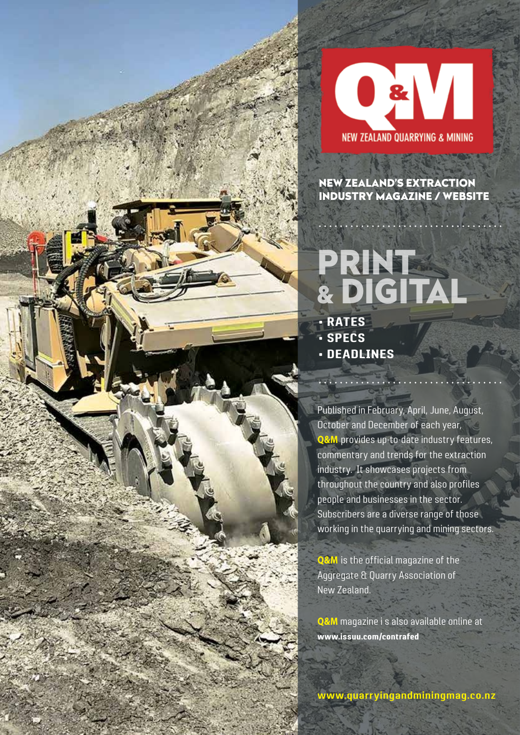# Q&M

NEW ZEALAND QUARRYING & MINING

## NEW ZEALAND'S EXTRACTION INDUSTRY MAGAZINE / WEBSITE

# PRINT & DIGITAL

- **RATES**
- **SPECS**
- **DEADLINES**

Published in February, April, June, August, October and December of each year, **Q&M** provides up-to-date industry features, commentary and trends for the extraction industry. It showcases projects from throughout the country and also profiles people and businesses in the sector. Subscribers are a diverse range of those working in the quarrying and mining sectors.

**Q&M** is the official magazine of the Aggregate & Quarry Association of New Zealand.

**Q&M** magazine i s also available online at **www.issuu.com/contrafed**

**www.quarryingandminingmag.co.nz**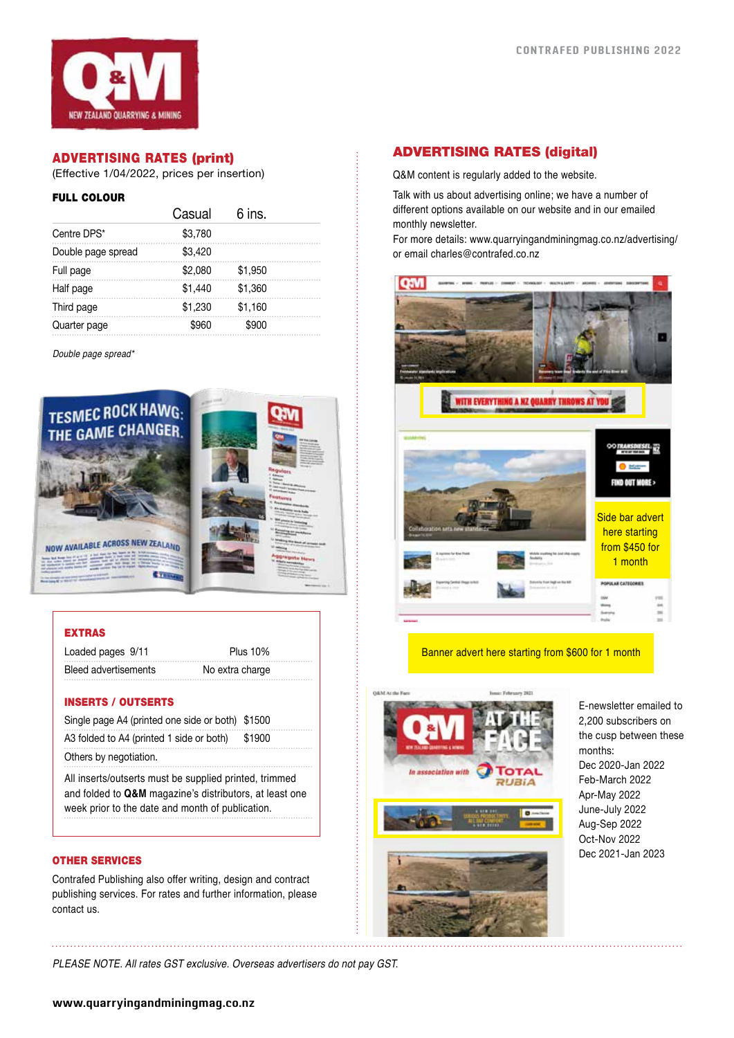## ADVERTISING RATES (print)

(Effective 1/04/2022, prices per insertion)

### FULL COLOUR

| | Casual | 6 ins. |
|---|---|---|
| Centre DPS* | $3,780 | |
| Double page spread | $3,420 | |
| Full page | $2,080 | $1,950 |
| Half page | $1,440 | $1,360 |
| Third page | $1,230 | $1,160 |
| Quarter page | $960 | $900 |

*Double page spread**

### EXTRAS

| | |
|---|---|
| Loaded pages 9/11 | Plus 10% |
| Bleed advertisements | No extra charge |

### INSERTS / OUTSERTS

| | |
|---|---|
| Single page A4 (printed one side or both) | $1500 |
| A3 folded to A4 (printed 1 side or both) | $1900 |

Others by negotiation.

All inserts/outserts must be supplied printed, trimmed and folded to **Q&M** magazine's distributors, at least one week prior to the date and month of publication.

### OTHER SERVICES

Contrafed Publishing also offer writing, design and contract publishing services. For rates and further information, please contact us.

## ADVERTISING RATES (digital)

Q&M content is regularly added to the website.

Talk with us about advertising online; we have a number of different options available on our website and in our emailed monthly newsletter.

For more details: www.quarryingandminingmag.co.nz/advertising/ or email charles@contrafed.co.nz

Side bar advert here starting from $450 for 1 month

Banner advert here starting from $600 for 1 month

E-newsletter emailed to 2,200 subscribers on the cusp between these months:
Dec 2020-Jan 2022
Feb-March 2022
Apr-May 2022
June-July 2022
Aug-Sep 2022
Oct-Nov 2022
Dec 2021-Jan 2023

*PLEASE NOTE. All rates GST exclusive. Overseas advertisers do not pay GST.*

**www.quarryingandminingmag.co.nz**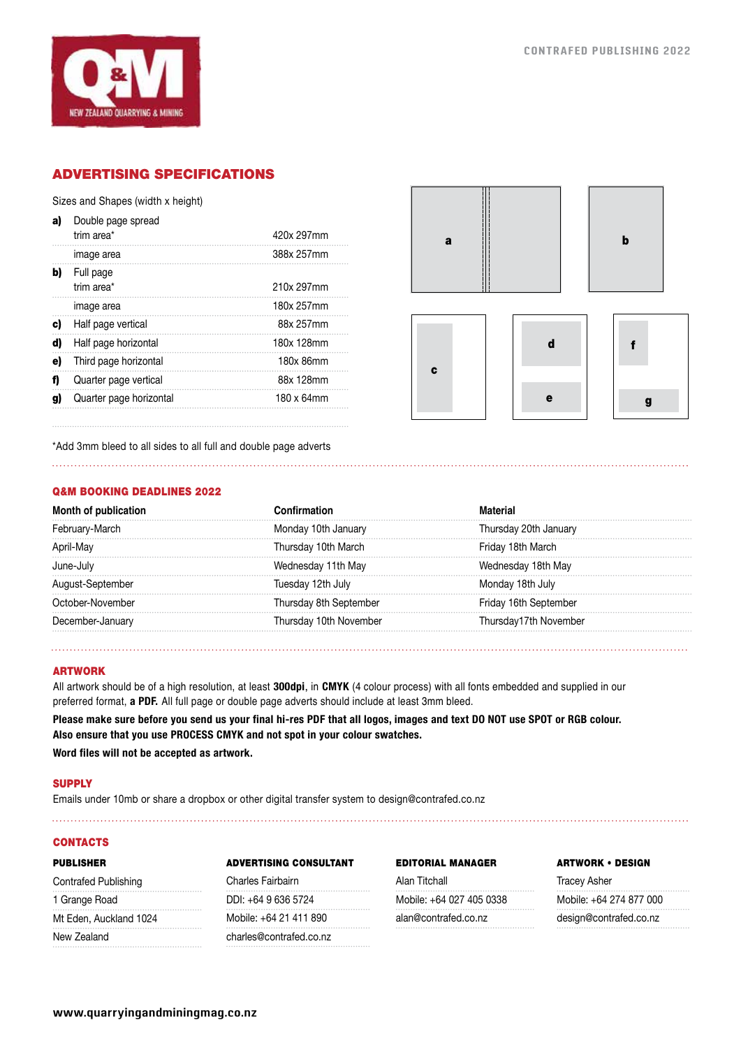## ADVERTISING SPECIFICATIONS

Sizes and Shapes (width x height)

| | | |
|---|---|---|
| **a)** | Double page spread trim area* | 420x 297mm |
| | image area | 388x 257mm |
| **b)** | Full page trim area* | 210x 297mm |
| | image area | 180x 257mm |
| **c)** | Half page vertical | 88x 257mm |
| **d)** | Half page horizontal | 180x 128mm |
| **e)** | Third page horizontal | 180x 86mm |
| **f)** | Quarter page vertical | 88x 128mm |
| **g)** | Quarter page horizontal | 180 x 64mm |

*Add 3mm bleed to all sides to all full and double page adverts

## Q&M BOOKING DEADLINES 2022

| Month of publication | Confirmation | Material |
|---|---|---|
| February-March | Monday 10th January | Thursday 20th January |
| April-May | Thursday 10th March | Friday 18th March |
| June-July | Wednesday 11th May | Wednesday 18th May |
| August-September | Tuesday 12th July | Monday 18th July |
| October-November | Thursday 8th September | Friday 16th September |
| December-January | Thursday 10th November | Thursday17th November |

## ARTWORK

All artwork should be of a high resolution, at least **300dpi**, in **CMYK** (4 colour process) with all fonts embedded and supplied in our preferred format, **a PDF.** All full page or double page adverts should include at least 3mm bleed.

**Please make sure before you send us your final hi-res PDF that all logos, images and text DO NOT use SPOT or RGB colour. Also ensure that you use PROCESS CMYK and not spot in your colour swatches.**

**Word files will not be accepted as artwork.**

## SUPPLY

Emails under 10mb or share a dropbox or other digital transfer system to design@contrafed.co.nz

## CONTACTS

**PUBLISHER**
Contrafed Publishing
1 Grange Road
Mt Eden, Auckland 1024
New Zealand

**ADVERTISING CONSULTANT**
Charles Fairbairn
DDI: +64 9 636 5724
Mobile: +64 21 411 890
charles@contrafed.co.nz

**EDITORIAL MANAGER**
Alan Titchall
Mobile: +64 027 405 0338
alan@contrafed.co.nz

**ARTWORK • DESIGN**
Tracey Asher
Mobile: +64 274 877 000
design@contrafed.co.nz

**www.quarryingandminingmag.co.nz**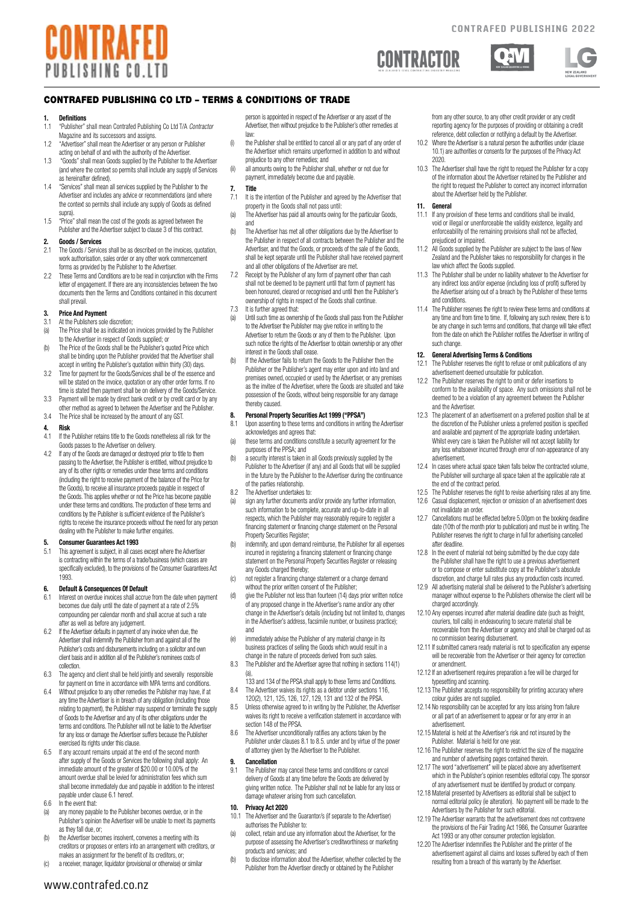# CONTRAFED PUBLISHING CO LTD – TERMS & CONDITIONS OF TRADE

**1. Definitions**

1.1 "Publisher" shall mean Contrafed Publishing Co Ltd T/A *Contractor* Magazine and its successors and assigns.

1.2 "Advertiser" shall mean the Advertiser or any person or Publisher acting on behalf of and with the authority of the Advertiser.

1.3 "Goods" shall mean Goods supplied by the Publisher to the Advertiser (and where the context so permits shall include any supply of Services as hereinafter defined).

1.4 "Services" shall mean all services supplied by the Publisher to the Advertiser and includes any advice or recommendations (and where the context so permits shall include any supply of Goods as defined supra).

1.5 "Price" shall mean the cost of the goods as agreed between the Publisher and the Advertiser subject to clause 3 of this contract.

**2. Goods / Services**

2.1 The Goods / Services shall be as described on the invoices, quotation, work authorisation, sales order or any other work commencement forms as provided by the Publisher to the Advertiser.

2.2 These Terms and Conditions are to be read in conjunction with the Firms letter of engagement. If there are any inconsistencies between the two documents then the Terms and Conditions contained in this document shall prevail.

**3. Price And Payment**

3.1 At the Publishers sole discretion;

(a) The Price shall be as indicated on invoices provided by the Publisher to the Advertiser in respect of Goods supplied; or

(b) The Price of the Goods shall be the Publisher's quoted Price which shall be binding upon the Publisher provided that the Advertiser shall accept in writing the Publisher's quotation within thirty (30) days.

3.2 Time for payment for the Goods/Services shall be of the essence and will be stated on the invoice, quotation or any other order forms. If no time is stated then payment shall be on delivery of the Goods/Service.

3.3 Payment will be made by direct bank credit or by credit card or by any other method as agreed to between the Advertiser and the Publisher.

3.4 The Price shall be increased by the amount of any GST.

**4. Risk**

4.1 If the Publisher retains title to the Goods nonetheless all risk for the Goods passes to the Advertiser on delivery.

4.2 If any of the Goods are damaged or destroyed prior to title to them passing to the Advertiser, the Publisher is entitled, without prejudice to any of its other rights or remedies under these terms and conditions (including the right to receive payment of the balance of the Price for the Goods), to receive all insurance proceeds payable in respect of the Goods. This applies whether or not the Price has become payable under these terms and conditions. The production of these terms and conditions by the Publisher is sufficient evidence of the Publisher's rights to receive the insurance proceeds without the need for any person dealing with the Publisher to make further enquiries.

**5. Consumer Guarantees Act 1993**

5.1 This agreement is subject, in all cases except where the Advertiser is contracting within the terms of a trade/business (which cases are specifically excluded), to the provisions of the Consumer Guarantees Act 1993.

**6. Default & Consequences Of Default**

6.1 Interest on overdue invoices shall accrue from the date when payment becomes due daily until the date of payment at a rate of 2.5% compounding per calendar month and shall accrue at such a rate after as well as before any judgement.

6.2 If the Advertiser defaults in payment of any invoice when due, the Advertiser shall indemnify the Publisher from and against all of the Publisher's costs and disbursements including on a solicitor and own client basis and in addition all of the Publisher's nominees costs of collection.

6.3 The agency and client shall be held jointly and severally responsible for payment on time in accordance with MPA terms and conditions.

6.4 Without prejudice to any other remedies the Publisher may have, if at any time the Advertiser is in breach of any obligation (including those relating to payment), the Publisher may suspend or terminate the supply of Goods to the Advertiser and any of its other obligations under the terms and conditions. The Publisher will not be liable to the Advertiser for any loss or damage the Advertiser suffers because the Publisher exercised its rights under this clause.

6.5 If any account remains unpaid at the end of the second month after supply of the Goods or Services the following shall apply: An immediate amount of the greater of $20.00 or 10.00% of the amount overdue shall be levied for administration fees which sum shall become immediately due and payable in addition to the interest payable under clause 6.1 hereof.

6.6 In the event that:

(a) any money payable to the Publisher becomes overdue, or in the Publisher's opinion the Advertiser will be unable to meet its payments as they fall due, or;

(b) the Advertiser becomes insolvent, convenes a meeting with its creditors or proposes or enters into an arrangement with creditors, or makes an assignment for the benefit of its creditors, or;

(c) a receiver, manager, liquidator (provisional or otherwise) or similar person is appointed in respect of the Advertiser or any asset of the Advertiser, then without prejudice to the Publisher's other remedies at law:

(i) the Publisher shall be entitled to cancel all or any part of any order of the Advertiser which remains unperformed in addition to and without prejudice to any other remedies; and

(ii) all amounts owing to the Publisher shall, whether or not due for payment, immediately become due and payable.

**7. Title**

7.1 It is the intention of the Publisher and agreed by the Advertiser that property in the Goods shall not pass until:

(a) The Advertiser has paid all amounts owing for the particular Goods, and

(b) The Advertiser has met all other obligations due by the Advertiser to the Publisher in respect of all contracts between the Publisher and the Advertiser, and that the Goods, or proceeds of the sale of the Goods, shall be kept separate until the Publisher shall have received payment and all other obligations of the Advertiser are met.

7.2 Receipt by the Publisher of any form of payment other than cash shall not be deemed to be payment until that form of payment has been honoured, cleared or recognised and until then the Publisher's ownership of rights in respect of the Goods shall continue.

7.3 It is further agreed that:

(a) Until such time as ownership of the Goods shall pass from the Publisher to the Advertiser the Publisher may give notice in writing to the Advertiser to return the Goods or any of them to the Publisher. Upon such notice the rights of the Advertiser to obtain ownership or any other interest in the Goods shall cease.

(b) If the Advertiser fails to return the Goods to the Publisher then the Publisher or the Publisher's agent may enter upon and into land and premises owned, occupied or used by the Advertiser, or any premises as the invitee of the Advertiser, where the Goods are situated and take possession of the Goods, without being responsible for any damage thereby caused.

**8. Personal Property Securities Act 1999 ("PPSA")**

8.1 Upon assenting to these terms and conditions in writing the Advertiser acknowledges and agrees that:

(a) these terms and conditions constitute a security agreement for the purposes of the PPSA; and

(b) a security interest is taken in all Goods previously supplied by the Publisher to the Advertiser (if any) and all Goods that will be supplied in the future by the Publisher to the Advertiser during the continuance of the parties relationship.

8.2 The Advertiser undertakes to:

(a) sign any further documents and/or provide any further information, such information to be complete, accurate and up-to-date in all respects, which the Publisher may reasonably require to register a financing statement or financing change statement on the Personal Property Securities Register;

(b) indemnify, and upon demand reimburse, the Publisher for all expenses incurred in registering a financing statement or financing change statement on the Personal Property Securities Register or releasing any Goods charged thereby;

(c) not register a financing change statement or a change demand without the prior written consent of the Publisher;

(d) give the Publisher not less than fourteen (14) days prior written notice of any proposed change in the Advertiser's name and/or any other change in the Advertiser's details (including but not limited to, changes in the Advertiser's address, facsimile number, or business practice); and

(e) immediately advise the Publisher of any material change in its business practices of selling the Goods which would result in a change in the nature of proceeds derived from such sales.

8.3 The Publisher and the Advertiser agree that nothing in sections 114(1)(a), 133 and 134 of the PPSA shall apply to these Terms and Conditions.

8.4 The Advertiser waives its rights as a debtor under sections 116, 120(2), 121, 125, 126, 127, 129, 131 and 132 of the PPSA.

8.5 Unless otherwise agreed to in writing by the Publisher, the Advertiser waives its right to receive a verification statement in accordance with section 148 of the PPSA.

8.6 The Advertiser unconditionally ratifies any actions taken by the Publisher under clauses 8.1 to 8.5. under and by virtue of the power of attorney given by the Advertiser to the Publisher.

**9. Cancellation**

9.1 The Publisher may cancel these terms and conditions or cancel delivery of Goods at any time before the Goods are delivered by giving written notice. The Publisher shall not be liable for any loss or damage whatever arising from such cancellation.

**10. Privacy Act 2020**

10.1 The Advertiser and the Guarantor/s (if separate to the Advertiser) authorises the Publisher to:

(a) collect, retain and use any information about the Advertiser, for the purpose of assessing the Advertiser's creditworthiness or marketing products and services; and

(b) to disclose information about the Advertiser, whether collected by the Publisher from the Advertiser directly or obtained by the Publisher from any other source, to any other credit provider or any credit reporting agency for the purposes of providing or obtaining a credit reference, debt collection or notifying a default by the Advertiser.

10.2 Where the Advertiser is a natural person the authorities under (clause 10.1) are authorities or consents for the purposes of the Privacy Act 2020.

10.3 The Advertiser shall have the right to request the Publisher for a copy of the information about the Advertiser retained by the Publisher and the right to request the Publisher to correct any incorrect information about the Advertiser held by the Publisher.

**11. General**

11.1 If any provision of these terms and conditions shall be invalid, void or illegal or unenforceable the validity existence, legality and enforceability of the remaining provisions shall not be affected, prejudiced or impaired.

11.2 All Goods supplied by the Publisher are subject to the laws of New Zealand and the Publisher takes no responsibility for changes in the law which affect the Goods supplied.

11.3 The Publisher shall be under no liability whatever to the Advertiser for any indirect loss and/or expense (including loss of profit) suffered by the Advertiser arising out of a breach by the Publisher of these terms and conditions.

11.4 The Publisher reserves the right to review these terms and conditions at any time and from time to time. If, following any such review, there is to be any change in such terms and conditions, that change will take effect from the date on which the Publisher notifies the Advertiser in writing of such change.

**12. General Advertising Terms & Conditions**

12.1 The Publisher reserves the right to refuse or omit publications of any advertisement deemed unsuitable for publication.

12.2 The Publisher reserves the right to omit or defer insertions to conform to the availability of space. Any such omissions shall not be deemed to be a violation of any agreement between the Publisher and the Advertiser.

12.3 The placement of an advertisement on a preferred position shall be at the discretion of the Publisher unless a preferred position is specified and available and payment of the appropriate loading undertaken. Whilst every care is taken the Publisher will not accept liability for any loss whatsoever incurred through error of non-appearance of any advertisement.

12.4 In cases where actual space taken falls below the contracted volume, the Publisher will surcharge all space taken at the applicable rate at the end of the contract period.

12.5 The Publisher reserves the right to revise advertising rates at any time.

12.6 Casual displacement, rejection or omission of an advertisement does not invalidate an order.

12.7 Cancellations must be effected before 5.00pm on the booking deadline date (10th of the month prior to publication) and must be in writing. The Publisher reserves the right to charge in full for advertising cancelled after deadline.

12.8 In the event of material not being submitted by the due copy date the Publisher shall have the right to use a previous advertisement or to compose or enter substitute copy at the Publisher's absolute discretion, and charge full rates plus any production costs incurred.

12.9 All advertising material shall be delivered to the Publisher's advertising manager without expense to the Publishers otherwise the client will be charged accordingly.

12.10 Any expenses incurred after material deadline date (such as freight, couriers, toll calls) in endeavouring to secure material shall be recoverable from the Advertiser or agency and shall be charged out as no commission bearing disbursement.

12.11 If submitted camera ready material is not to specification any expense will be recoverable from the Advertiser or their agency for correction or amendment.

12.12 If an advertisement requires preparation a fee will be charged for typesetting and scanning.

12.13 The Publisher accepts no responsibility for printing accuracy where colour guides are not supplied.

12.14 No responsibility can be accepted for any loss arising from failure or all part of an advertisement to appear or for any error in an advertisement.

12.15 Material is held at the Advertiser's risk and not insured by the Publisher. Material is held for one year.

12.16 The Publisher reserves the right to restrict the size of the magazine and number of advertising pages contained therein.

12.17 The word "advertisement" will be placed above any advertisement which in the Publisher's opinion resembles editorial copy. The sponsor of any advertisement must be identified by product or company.

12.18 Material presented by Advertisers as editorial shall be subject to normal editorial policy (ie alteration). No payment will be made to the Advertisers by the Publisher for such editorial.

12.19 The Advertiser warrants that the advertisement does not contravene the provisions of the Fair Trading Act 1986, the Consumer Guarantee Act 1993 or any other consumer protection legislation.

12.20 The Advertiser indemnifies the Publisher and the printer of the advertisement against all claims and losses suffered by each of them resulting from a breach of this warranty by the Advertiser.

www.contrafed.co.nz